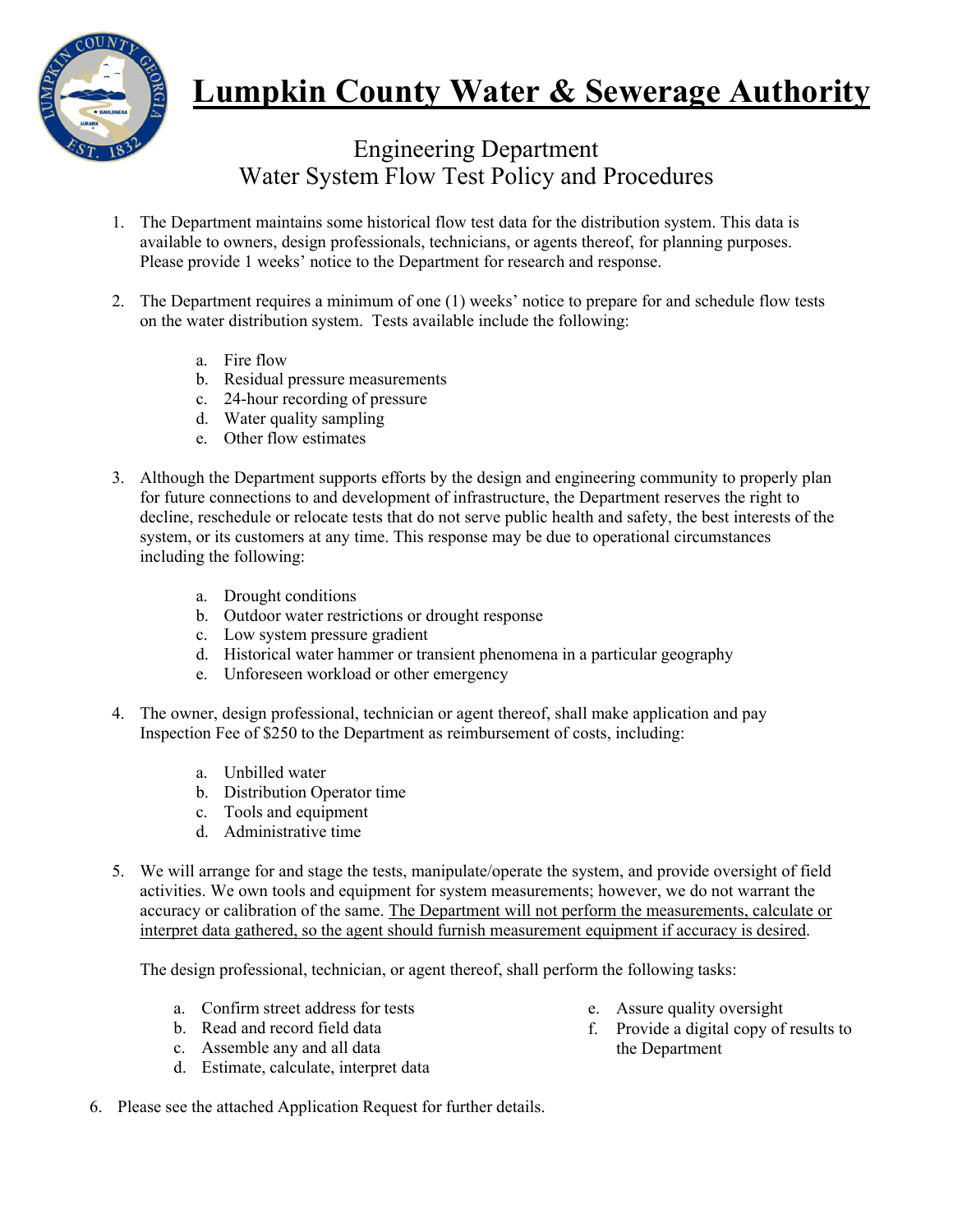# Lumpkin County Water & Sewerage Authority

## Engineering Department
## Water System Flow Test Policy and Procedures

1. The Department maintains some historical flow test data for the distribution system. This data is available to owners, design professionals, technicians, or agents thereof, for planning purposes. Please provide 1 weeks' notice to the Department for research and response.

2. The Department requires a minimum of one (1) weeks' notice to prepare for and schedule flow tests on the water distribution system. Tests available include the following:

   a. Fire flow
   b. Residual pressure measurements
   c. 24-hour recording of pressure
   d. Water quality sampling
   e. Other flow estimates

3. Although the Department supports efforts by the design and engineering community to properly plan for future connections to and development of infrastructure, the Department reserves the right to decline, reschedule or relocate tests that do not serve public health and safety, the best interests of the system, or its customers at any time. This response may be due to operational circumstances including the following:

   a. Drought conditions
   b. Outdoor water restrictions or drought response
   c. Low system pressure gradient
   d. Historical water hammer or transient phenomena in a particular geography
   e. Unforeseen workload or other emergency

4. The owner, design professional, technician or agent thereof, shall make application and pay Inspection Fee of $250 to the Department as reimbursement of costs, including:

   a. Unbilled water
   b. Distribution Operator time
   c. Tools and equipment
   d. Administrative time

5. We will arrange for and stage the tests, manipulate/operate the system, and provide oversight of field activities. We own tools and equipment for system measurements; however, we do not warrant the accuracy or calibration of the same. <u>The Department will not perform the measurements, calculate or interpret data gathered, so the agent should furnish measurement equipment if accuracy is desired</u>.

   The design professional, technician, or agent thereof, shall perform the following tasks:

   a. Confirm street address for tests
   b. Read and record field data
   c. Assemble any and all data
   d. Estimate, calculate, interpret data
   e. Assure quality oversight
   f. Provide a digital copy of results to the Department

6. Please see the attached Application Request for further details.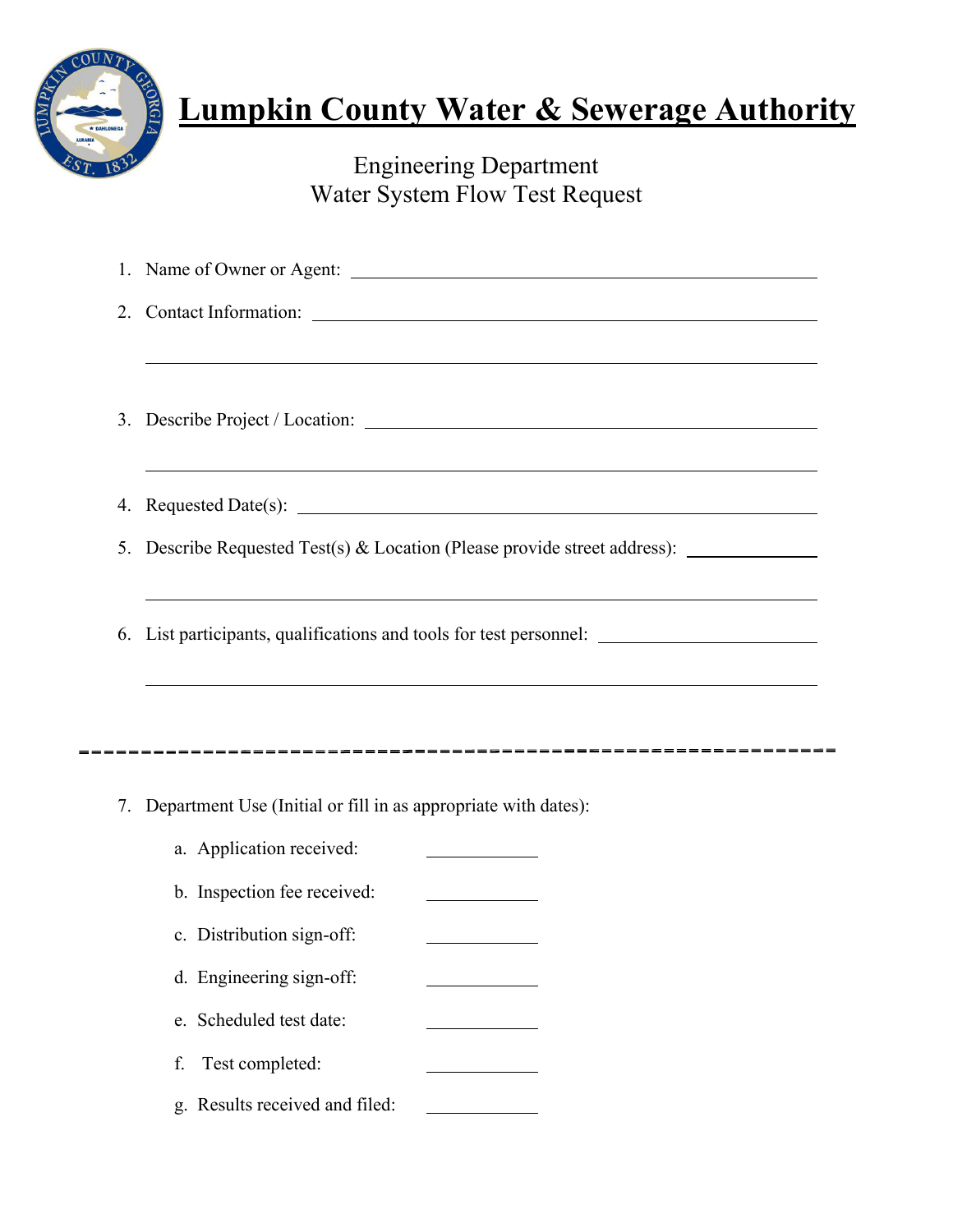# Lumpkin County Water & Sewerage Authority

Engineering Department
Water System Flow Test Request

1. Name of Owner or Agent: ______________________________
2. Contact Information: ______________________________

   ______________________________

3. Describe Project / Location: ______________________________

   ______________________________

4. Requested Date(s): ______________________________
5. Describe Requested Test(s) & Location (Please provide street address): ______________

   ______________________________

6. List participants, qualifications and tools for test personnel: ______________

   ______________________________

---

7. Department Use (Initial or fill in as appropriate with dates):

   a. Application received: ____________

   b. Inspection fee received: ____________

   c. Distribution sign-off: ____________

   d. Engineering sign-off: ____________

   e. Scheduled test date: ____________

   f. Test completed: ____________

   g. Results received and filed: ____________